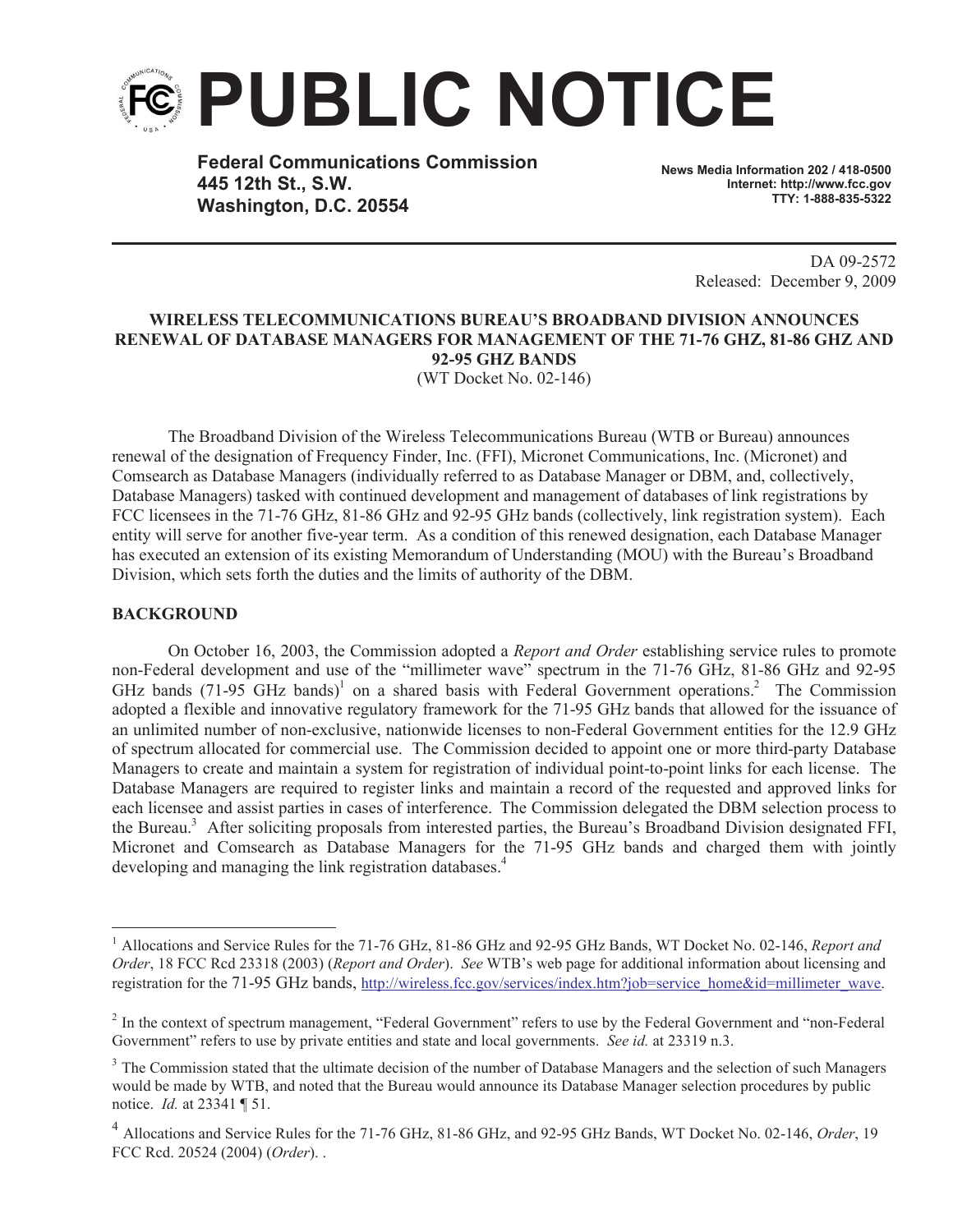# PUBLIC NOTICE

**Federal Communications Commission**
**445 12th St., S.W.**
**Washington, D.C. 20554**

**News Media Information 202 / 418-0500**
**Internet: http://www.fcc.gov**
**TTY: 1-888-835-5322**

DA 09-2572
Released: December 9, 2009

**WIRELESS TELECOMMUNICATIONS BUREAU'S BROADBAND DIVISION ANNOUNCES RENEWAL OF DATABASE MANAGERS FOR MANAGEMENT OF THE 71-76 GHZ, 81-86 GHZ AND 92-95 GHZ BANDS**
(WT Docket No. 02-146)

The Broadband Division of the Wireless Telecommunications Bureau (WTB or Bureau) announces renewal of the designation of Frequency Finder, Inc. (FFI), Micronet Communications, Inc. (Micronet) and Comsearch as Database Managers (individually referred to as Database Manager or DBM, and, collectively, Database Managers) tasked with continued development and management of databases of link registrations by FCC licensees in the 71-76 GHz, 81-86 GHz and 92-95 GHz bands (collectively, link registration system). Each entity will serve for another five-year term. As a condition of this renewed designation, each Database Manager has executed an extension of its existing Memorandum of Understanding (MOU) with the Bureau's Broadband Division, which sets forth the duties and the limits of authority of the DBM.

**BACKGROUND**

On October 16, 2003, the Commission adopted a *Report and Order* establishing service rules to promote non-Federal development and use of the "millimeter wave" spectrum in the 71-76 GHz, 81-86 GHz and 92-95 GHz bands (71-95 GHz bands)[1] on a shared basis with Federal Government operations.[2] The Commission adopted a flexible and innovative regulatory framework for the 71-95 GHz bands that allowed for the issuance of an unlimited number of non-exclusive, nationwide licenses to non-Federal Government entities for the 12.9 GHz of spectrum allocated for commercial use. The Commission decided to appoint one or more third-party Database Managers to create and maintain a system for registration of individual point-to-point links for each license. The Database Managers are required to register links and maintain a record of the requested and approved links for each licensee and assist parties in cases of interference. The Commission delegated the DBM selection process to the Bureau.[3] After soliciting proposals from interested parties, the Bureau's Broadband Division designated FFI, Micronet and Comsearch as Database Managers for the 71-95 GHz bands and charged them with jointly developing and managing the link registration databases.[4]

---

[1] Allocations and Service Rules for the 71-76 GHz, 81-86 GHz and 92-95 GHz Bands, WT Docket No. 02-146, *Report and Order*, 18 FCC Rcd 23318 (2003) (*Report and Order*). *See* WTB's web page for additional information about licensing and registration for the 71-95 GHz bands, http://wireless.fcc.gov/services/index.htm?job=service_home&id=millimeter_wave.

[2] In the context of spectrum management, "Federal Government" refers to use by the Federal Government and "non-Federal Government" refers to use by private entities and state and local governments. *See id.* at 23319 n.3.

[3] The Commission stated that the ultimate decision of the number of Database Managers and the selection of such Managers would be made by WTB, and noted that the Bureau would announce its Database Manager selection procedures by public notice. *Id.* at 23341 ¶ 51.

[4] Allocations and Service Rules for the 71-76 GHz, 81-86 GHz, and 92-95 GHz Bands, WT Docket No. 02-146, *Order*, 19 FCC Rcd. 20524 (2004) (*Order*). .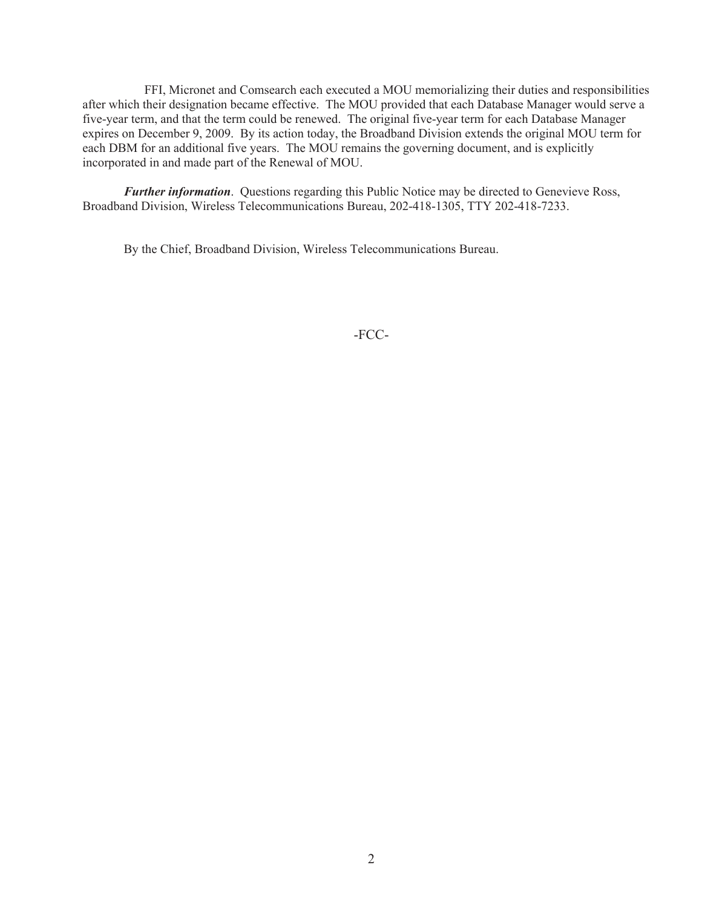FFI, Micronet and Comsearch each executed a MOU memorializing their duties and responsibilities after which their designation became effective. The MOU provided that each Database Manager would serve a five-year term, and that the term could be renewed. The original five-year term for each Database Manager expires on December 9, 2009. By its action today, the Broadband Division extends the original MOU term for each DBM for an additional five years. The MOU remains the governing document, and is explicitly incorporated in and made part of the Renewal of MOU.

***Further information***. Questions regarding this Public Notice may be directed to Genevieve Ross, Broadband Division, Wireless Telecommunications Bureau, 202-418-1305, TTY 202-418-7233.

By the Chief, Broadband Division, Wireless Telecommunications Bureau.

-FCC-